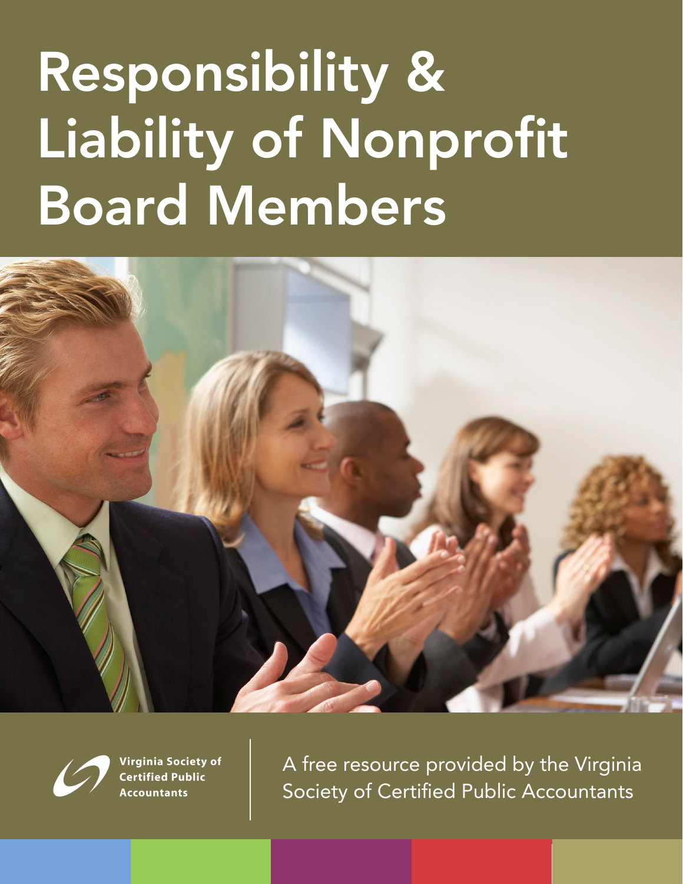# Responsibility & Liability of Nonprofit Board Members

Virginia Society of Certified Public Accountants

A free resource provided by the Virginia Society of Certified Public Accountants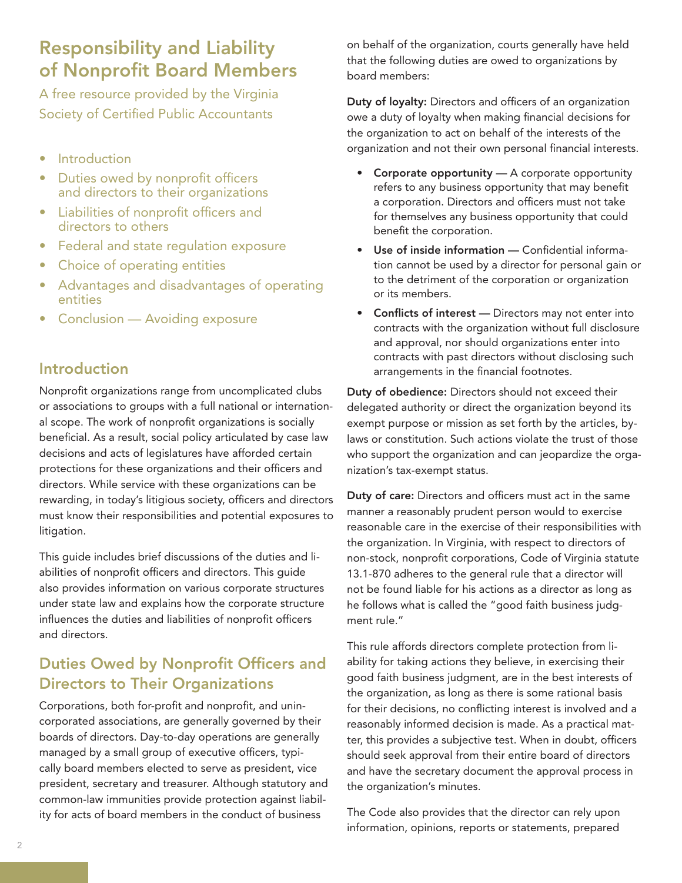# Responsibility and Liability of Nonprofit Board Members

A free resource provided by the Virginia Society of Certified Public Accountants

- Introduction
- Duties owed by nonprofit officers and directors to their organizations
- Liabilities of nonprofit officers and directors to others
- Federal and state regulation exposure
- Choice of operating entities
- Advantages and disadvantages of operating entities
- Conclusion — Avoiding exposure

## Introduction

Nonprofit organizations range from uncomplicated clubs or associations to groups with a full national or international scope. The work of nonprofit organizations is socially beneficial. As a result, social policy articulated by case law decisions and acts of legislatures have afforded certain protections for these organizations and their officers and directors. While service with these organizations can be rewarding, in today's litigious society, officers and directors must know their responsibilities and potential exposures to litigation.

This guide includes brief discussions of the duties and liabilities of nonprofit officers and directors. This guide also provides information on various corporate structures under state law and explains how the corporate structure influences the duties and liabilities of nonprofit officers and directors.

## Duties Owed by Nonprofit Officers and Directors to Their Organizations

Corporations, both for-profit and nonprofit, and unincorporated associations, are generally governed by their boards of directors. Day-to-day operations are generally managed by a small group of executive officers, typically board members elected to serve as president, vice president, secretary and treasurer. Although statutory and common-law immunities provide protection against liability for acts of board members in the conduct of business on behalf of the organization, courts generally have held that the following duties are owed to organizations by board members:

**Duty of loyalty:** Directors and officers of an organization owe a duty of loyalty when making financial decisions for the organization to act on behalf of the interests of the organization and not their own personal financial interests.

- **Corporate opportunity —** A corporate opportunity refers to any business opportunity that may benefit a corporation. Directors and officers must not take for themselves any business opportunity that could benefit the corporation.
- **Use of inside information —** Confidential information cannot be used by a director for personal gain or to the detriment of the corporation or organization or its members.
- **Conflicts of interest —** Directors may not enter into contracts with the organization without full disclosure and approval, nor should organizations enter into contracts with past directors without disclosing such arrangements in the financial footnotes.

**Duty of obedience:** Directors should not exceed their delegated authority or direct the organization beyond its exempt purpose or mission as set forth by the articles, bylaws or constitution. Such actions violate the trust of those who support the organization and can jeopardize the organization's tax-exempt status.

**Duty of care:** Directors and officers must act in the same manner a reasonably prudent person would to exercise reasonable care in the exercise of their responsibilities with the organization. In Virginia, with respect to directors of non-stock, nonprofit corporations, Code of Virginia statute 13.1-870 adheres to the general rule that a director will not be found liable for his actions as a director as long as he follows what is called the "good faith business judgment rule."

This rule affords directors complete protection from liability for taking actions they believe, in exercising their good faith business judgment, are in the best interests of the organization, as long as there is some rational basis for their decisions, no conflicting interest is involved and a reasonably informed decision is made. As a practical matter, this provides a subjective test. When in doubt, officers should seek approval from their entire board of directors and have the secretary document the approval process in the organization's minutes.

The Code also provides that the director can rely upon information, opinions, reports or statements, prepared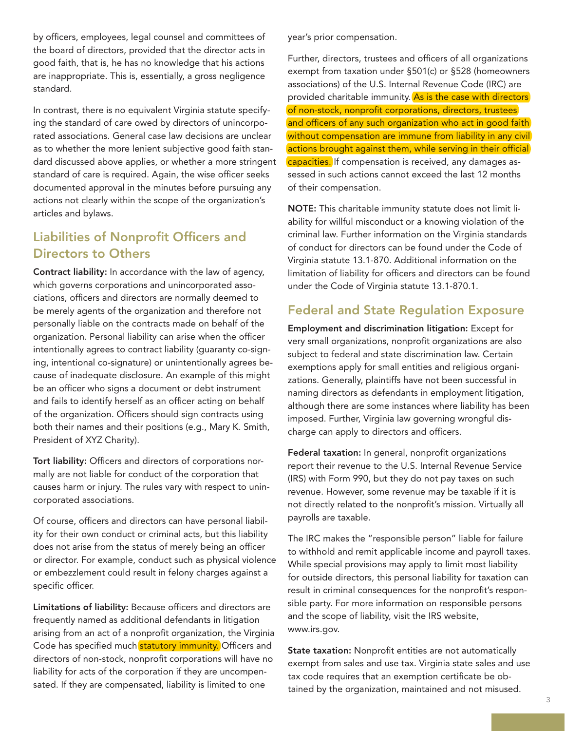by officers, employees, legal counsel and committees of the board of directors, provided that the director acts in good faith, that is, he has no knowledge that his actions are inappropriate. This is, essentially, a gross negligence standard.

In contrast, there is no equivalent Virginia statute specifying the standard of care owed by directors of unincorporated associations. General case law decisions are unclear as to whether the more lenient subjective good faith standard discussed above applies, or whether a more stringent standard of care is required. Again, the wise officer seeks documented approval in the minutes before pursuing any actions not clearly within the scope of the organization's articles and bylaws.

## Liabilities of Nonprofit Officers and Directors to Others

**Contract liability:** In accordance with the law of agency, which governs corporations and unincorporated associations, officers and directors are normally deemed to be merely agents of the organization and therefore not personally liable on the contracts made on behalf of the organization. Personal liability can arise when the officer intentionally agrees to contract liability (guaranty co-signing, intentional co-signature) or unintentionally agrees because of inadequate disclosure. An example of this might be an officer who signs a document or debt instrument and fails to identify herself as an officer acting on behalf of the organization. Officers should sign contracts using both their names and their positions (e.g., Mary K. Smith, President of XYZ Charity).

**Tort liability:** Officers and directors of corporations normally are not liable for conduct of the corporation that causes harm or injury. The rules vary with respect to unincorporated associations.

Of course, officers and directors can have personal liability for their own conduct or criminal acts, but this liability does not arise from the status of merely being an officer or director. For example, conduct such as physical violence or embezzlement could result in felony charges against a specific officer.

**Limitations of liability:** Because officers and directors are frequently named as additional defendants in litigation arising from an act of a nonprofit organization, the Virginia Code has specified much statutory immunity. Officers and directors of non-stock, nonprofit corporations will have no liability for acts of the corporation if they are uncompensated. If they are compensated, liability is limited to one year's prior compensation.

Further, directors, trustees and officers of all organizations exempt from taxation under §501(c) or §528 (homeowners associations) of the U.S. Internal Revenue Code (IRC) are provided charitable immunity. As is the case with directors of non-stock, nonprofit corporations, directors, trustees and officers of any such organization who act in good faith without compensation are immune from liability in any civil actions brought against them, while serving in their official capacities. If compensation is received, any damages assessed in such actions cannot exceed the last 12 months of their compensation.

**NOTE:** This charitable immunity statute does not limit liability for willful misconduct or a knowing violation of the criminal law. Further information on the Virginia standards of conduct for directors can be found under the Code of Virginia statute 13.1-870. Additional information on the limitation of liability for officers and directors can be found under the Code of Virginia statute 13.1-870.1.

## Federal and State Regulation Exposure

**Employment and discrimination litigation:** Except for very small organizations, nonprofit organizations are also subject to federal and state discrimination law. Certain exemptions apply for small entities and religious organizations. Generally, plaintiffs have not been successful in naming directors as defendants in employment litigation, although there are some instances where liability has been imposed. Further, Virginia law governing wrongful discharge can apply to directors and officers.

**Federal taxation:** In general, nonprofit organizations report their revenue to the U.S. Internal Revenue Service (IRS) with Form 990, but they do not pay taxes on such revenue. However, some revenue may be taxable if it is not directly related to the nonprofit's mission. Virtually all payrolls are taxable.

The IRC makes the "responsible person" liable for failure to withhold and remit applicable income and payroll taxes. While special provisions may apply to limit most liability for outside directors, this personal liability for taxation can result in criminal consequences for the nonprofit's responsible party. For more information on responsible persons and the scope of liability, visit the IRS website, www.irs.gov.

**State taxation:** Nonprofit entities are not automatically exempt from sales and use tax. Virginia state sales and use tax code requires that an exemption certificate be obtained by the organization, maintained and not misused.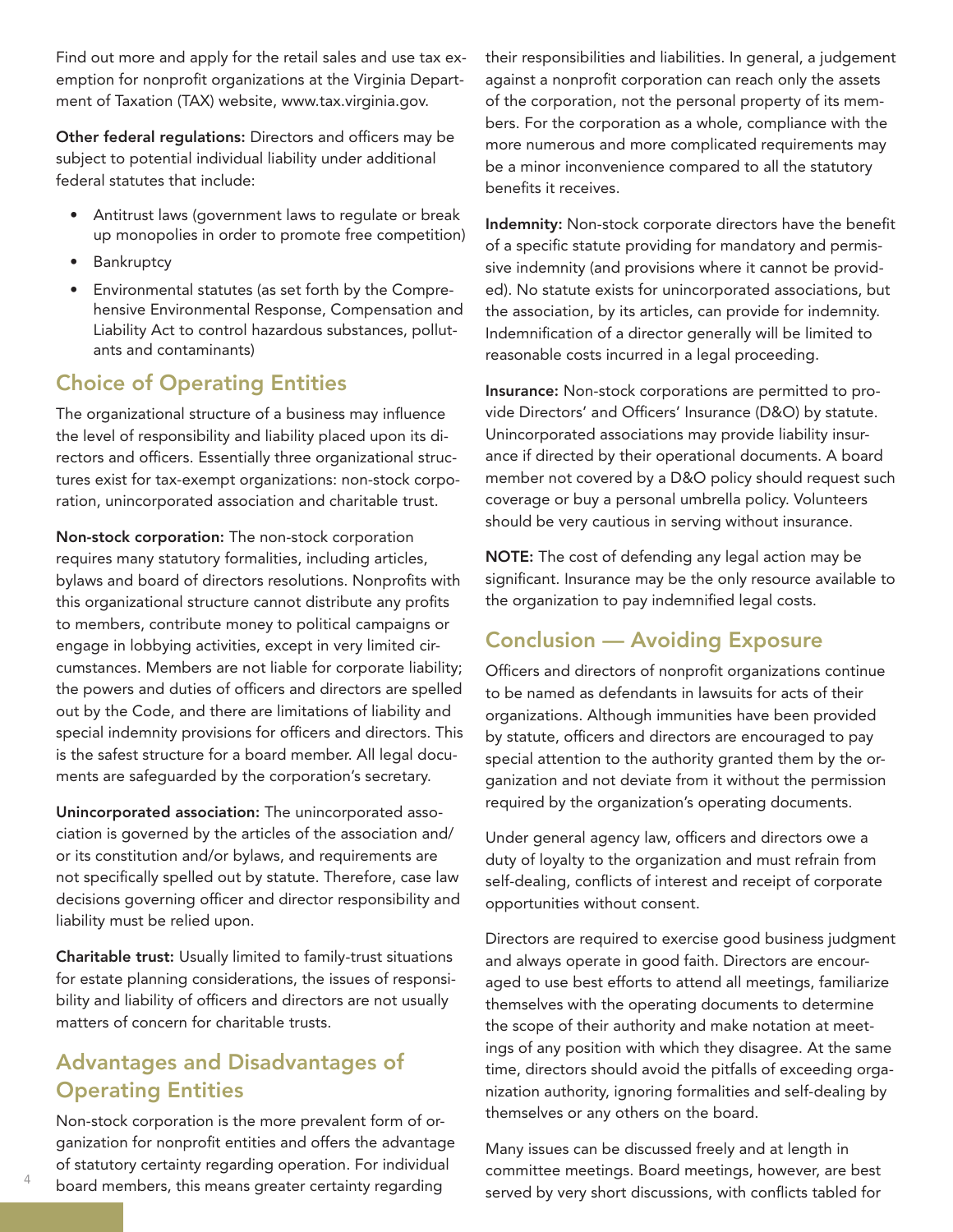Find out more and apply for the retail sales and use tax exemption for nonprofit organizations at the Virginia Department of Taxation (TAX) website, www.tax.virginia.gov.

**Other federal regulations:** Directors and officers may be subject to potential individual liability under additional federal statutes that include:

- Antitrust laws (government laws to regulate or break up monopolies in order to promote free competition)
- Bankruptcy
- Environmental statutes (as set forth by the Comprehensive Environmental Response, Compensation and Liability Act to control hazardous substances, pollutants and contaminants)

## Choice of Operating Entities

The organizational structure of a business may influence the level of responsibility and liability placed upon its directors and officers. Essentially three organizational structures exist for tax-exempt organizations: non-stock corporation, unincorporated association and charitable trust.

**Non-stock corporation:** The non-stock corporation requires many statutory formalities, including articles, bylaws and board of directors resolutions. Nonprofits with this organizational structure cannot distribute any profits to members, contribute money to political campaigns or engage in lobbying activities, except in very limited circumstances. Members are not liable for corporate liability; the powers and duties of officers and directors are spelled out by the Code, and there are limitations of liability and special indemnity provisions for officers and directors. This is the safest structure for a board member. All legal documents are safeguarded by the corporation's secretary.

**Unincorporated association:** The unincorporated association is governed by the articles of the association and/or its constitution and/or bylaws, and requirements are not specifically spelled out by statute. Therefore, case law decisions governing officer and director responsibility and liability must be relied upon.

**Charitable trust:** Usually limited to family-trust situations for estate planning considerations, the issues of responsibility and liability of officers and directors are not usually matters of concern for charitable trusts.

## Advantages and Disadvantages of Operating Entities

Non-stock corporation is the more prevalent form of organization for nonprofit entities and offers the advantage of statutory certainty regarding operation. For individual board members, this means greater certainty regarding their responsibilities and liabilities. In general, a judgement against a nonprofit corporation can reach only the assets of the corporation, not the personal property of its members. For the corporation as a whole, compliance with the more numerous and more complicated requirements may be a minor inconvenience compared to all the statutory benefits it receives.

**Indemnity:** Non-stock corporate directors have the benefit of a specific statute providing for mandatory and permissive indemnity (and provisions where it cannot be provided). No statute exists for unincorporated associations, but the association, by its articles, can provide for indemnity. Indemnification of a director generally will be limited to reasonable costs incurred in a legal proceeding.

**Insurance:** Non-stock corporations are permitted to provide Directors' and Officers' Insurance (D&O) by statute. Unincorporated associations may provide liability insurance if directed by their operational documents. A board member not covered by a D&O policy should request such coverage or buy a personal umbrella policy. Volunteers should be very cautious in serving without insurance.

**NOTE:** The cost of defending any legal action may be significant. Insurance may be the only resource available to the organization to pay indemnified legal costs.

## Conclusion — Avoiding Exposure

Officers and directors of nonprofit organizations continue to be named as defendants in lawsuits for acts of their organizations. Although immunities have been provided by statute, officers and directors are encouraged to pay special attention to the authority granted them by the organization and not deviate from it without the permission required by the organization's operating documents.

Under general agency law, officers and directors owe a duty of loyalty to the organization and must refrain from self-dealing, conflicts of interest and receipt of corporate opportunities without consent.

Directors are required to exercise good business judgment and always operate in good faith. Directors are encouraged to use best efforts to attend all meetings, familiarize themselves with the operating documents to determine the scope of their authority and make notation at meetings of any position with which they disagree. At the same time, directors should avoid the pitfalls of exceeding organization authority, ignoring formalities and self-dealing by themselves or any others on the board.

Many issues can be discussed freely and at length in committee meetings. Board meetings, however, are best served by very short discussions, with conflicts tabled for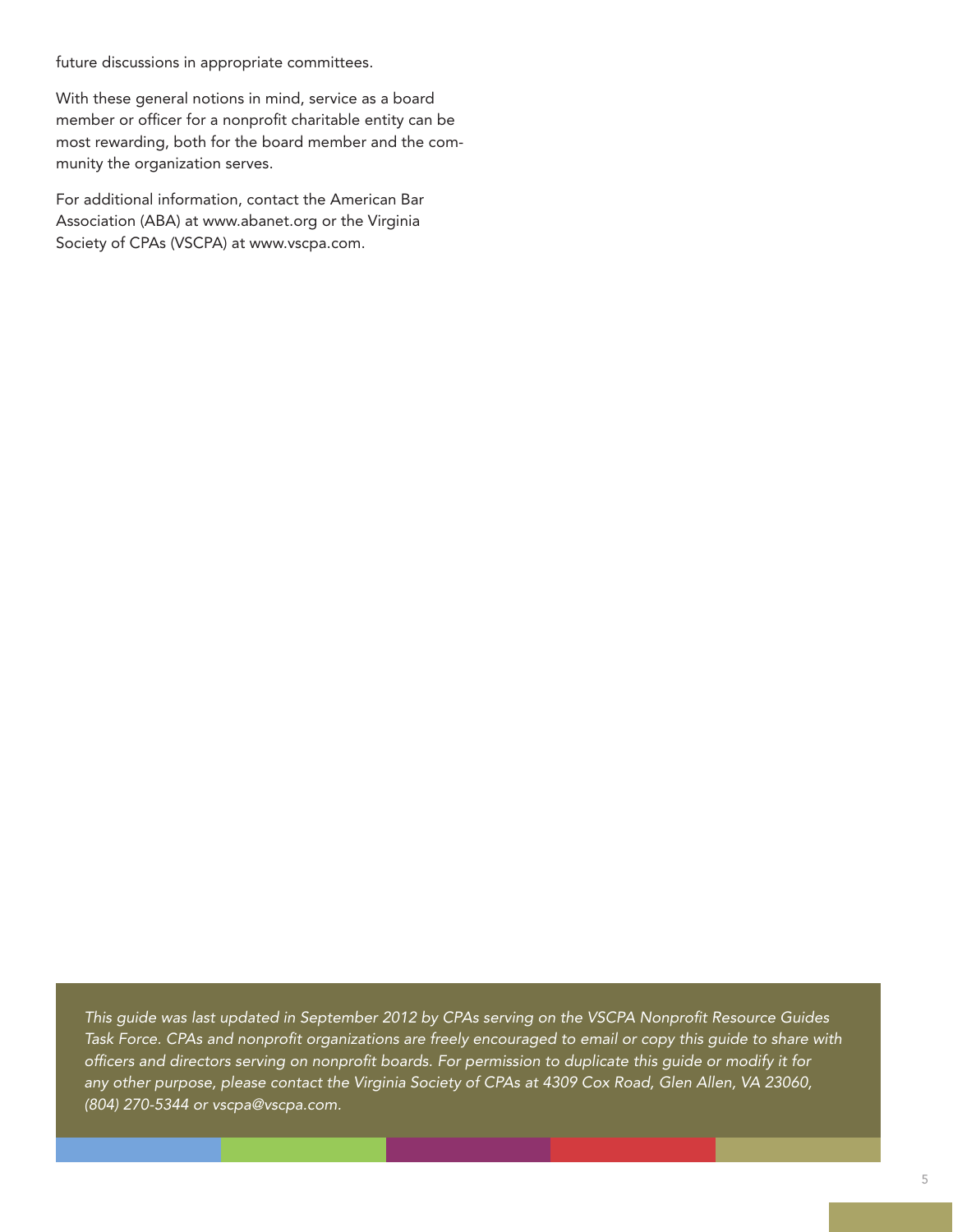future discussions in appropriate committees.

With these general notions in mind, service as a board member or officer for a nonprofit charitable entity can be most rewarding, both for the board member and the community the organization serves.

For additional information, contact the American Bar Association (ABA) at www.abanet.org or the Virginia Society of CPAs (VSCPA) at www.vscpa.com.

*This guide was last updated in September 2012 by CPAs serving on the VSCPA Nonprofit Resource Guides Task Force. CPAs and nonprofit organizations are freely encouraged to email or copy this guide to share with officers and directors serving on nonprofit boards. For permission to duplicate this guide or modify it for any other purpose, please contact the Virginia Society of CPAs at 4309 Cox Road, Glen Allen, VA 23060, (804) 270-5344 or vscpa@vscpa.com.*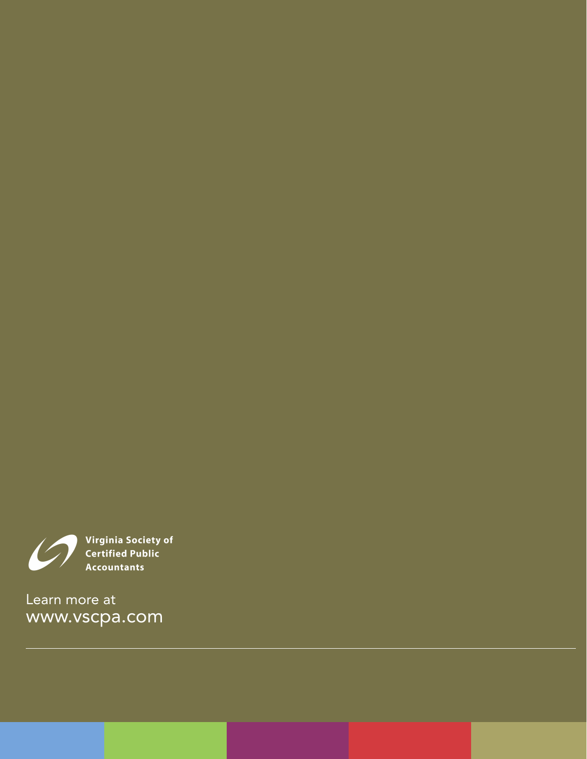Virginia Society of Certified Public Accountants

Learn more at
www.vscpa.com